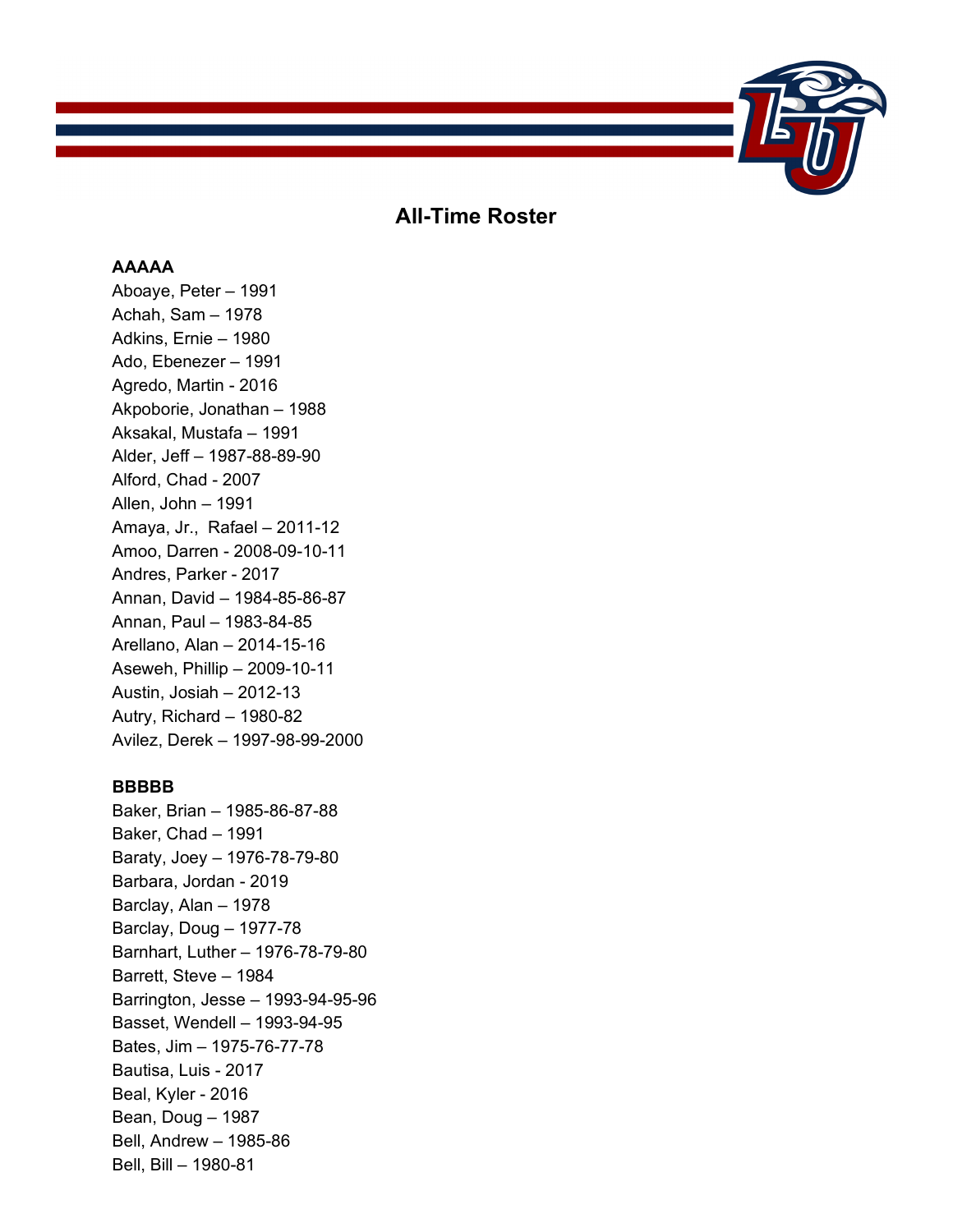# All-Time Roster

**AAAAA**

Aboaye, Peter – 1991
Achah, Sam – 1978
Adkins, Ernie – 1980
Ado, Ebenezer – 1991
Agredo, Martin - 2016
Akpoborie, Jonathan – 1988
Aksakal, Mustafa – 1991
Alder, Jeff – 1987-88-89-90
Alford, Chad - 2007
Allen, John – 1991
Amaya, Jr., Rafael – 2011-12
Amoo, Darren - 2008-09-10-11
Andres, Parker - 2017
Annan, David – 1984-85-86-87
Annan, Paul – 1983-84-85
Arellano, Alan – 2014-15-16
Aseweh, Phillip – 2009-10-11
Austin, Josiah – 2012-13
Autry, Richard – 1980-82
Avilez, Derek – 1997-98-99-2000

**BBBBB**

Baker, Brian – 1985-86-87-88
Baker, Chad – 1991
Baraty, Joey – 1976-78-79-80
Barbara, Jordan - 2019
Barclay, Alan – 1978
Barclay, Doug – 1977-78
Barnhart, Luther – 1976-78-79-80
Barrett, Steve – 1984
Barrington, Jesse – 1993-94-95-96
Basset, Wendell – 1993-94-95
Bates, Jim – 1975-76-77-78
Bautisa, Luis - 2017
Beal, Kyler - 2016
Bean, Doug – 1987
Bell, Andrew – 1985-86
Bell, Bill – 1980-81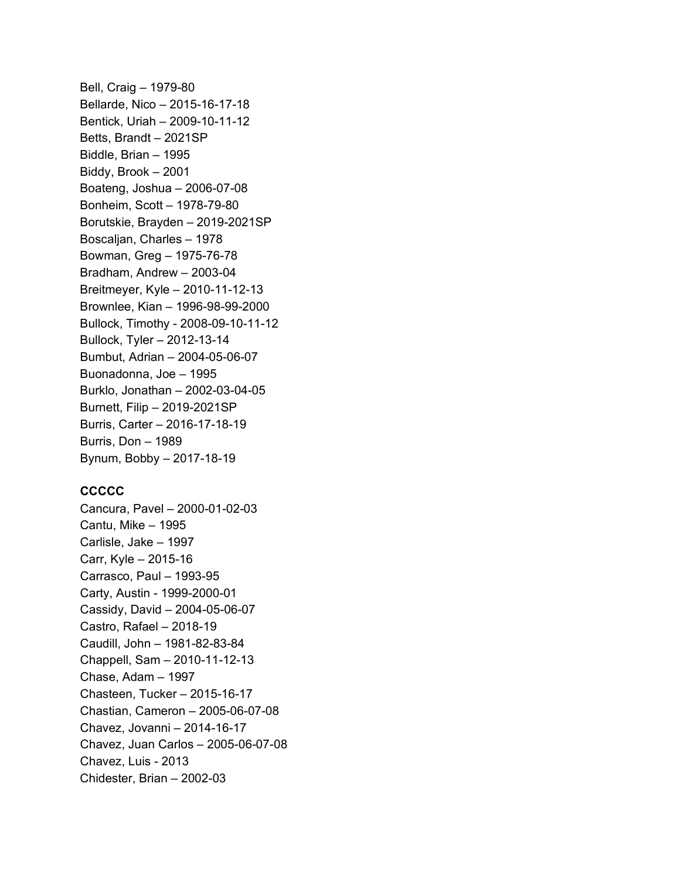Bell, Craig – 1979-80
Bellarde, Nico – 2015-16-17-18
Bentick, Uriah – 2009-10-11-12
Betts, Brandt – 2021SP
Biddle, Brian – 1995
Biddy, Brook – 2001
Boateng, Joshua – 2006-07-08
Bonheim, Scott – 1978-79-80
Borutskie, Brayden – 2019-2021SP
Boscaljan, Charles – 1978
Bowman, Greg – 1975-76-78
Bradham, Andrew – 2003-04
Breitmeyer, Kyle – 2010-11-12-13
Brownlee, Kian – 1996-98-99-2000
Bullock, Timothy - 2008-09-10-11-12
Bullock, Tyler – 2012-13-14
Bumbut, Adrian – 2004-05-06-07
Buonadonna, Joe – 1995
Burklo, Jonathan – 2002-03-04-05
Burnett, Filip – 2019-2021SP
Burris, Carter – 2016-17-18-19
Burris, Don – 1989
Bynum, Bobby – 2017-18-19

**CCCCC**

Cancura, Pavel – 2000-01-02-03
Cantu, Mike – 1995
Carlisle, Jake – 1997
Carr, Kyle – 2015-16
Carrasco, Paul – 1993-95
Carty, Austin - 1999-2000-01
Cassidy, David – 2004-05-06-07
Castro, Rafael – 2018-19
Caudill, John – 1981-82-83-84
Chappell, Sam – 2010-11-12-13
Chase, Adam – 1997
Chasteen, Tucker – 2015-16-17
Chastian, Cameron – 2005-06-07-08
Chavez, Jovanni – 2014-16-17
Chavez, Juan Carlos – 2005-06-07-08
Chavez, Luis - 2013
Chidester, Brian – 2002-03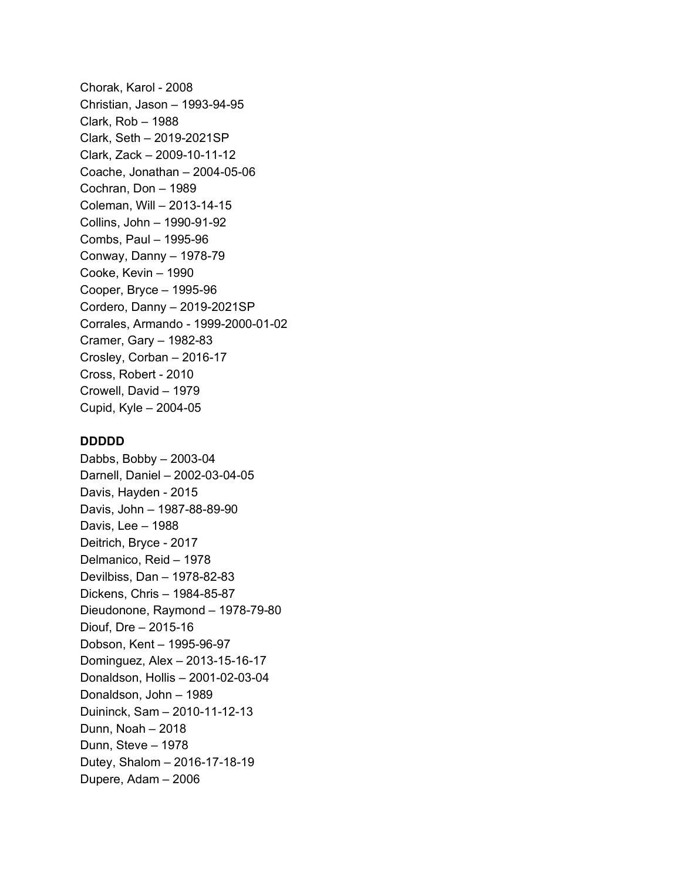Chorak, Karol - 2008
Christian, Jason – 1993-94-95
Clark, Rob – 1988
Clark, Seth – 2019-2021SP
Clark, Zack – 2009-10-11-12
Coache, Jonathan – 2004-05-06
Cochran, Don – 1989
Coleman, Will – 2013-14-15
Collins, John – 1990-91-92
Combs, Paul – 1995-96
Conway, Danny – 1978-79
Cooke, Kevin – 1990
Cooper, Bryce – 1995-96
Cordero, Danny – 2019-2021SP
Corrales, Armando - 1999-2000-01-02
Cramer, Gary – 1982-83
Crosley, Corban – 2016-17
Cross, Robert - 2010
Crowell, David – 1979
Cupid, Kyle – 2004-05

**DDDDD**

Dabbs, Bobby – 2003-04
Darnell, Daniel – 2002-03-04-05
Davis, Hayden - 2015
Davis, John – 1987-88-89-90
Davis, Lee – 1988
Deitrich, Bryce - 2017
Delmanico, Reid – 1978
Devilbiss, Dan – 1978-82-83
Dickens, Chris – 1984-85-87
Dieudonone, Raymond – 1978-79-80
Diouf, Dre – 2015-16
Dobson, Kent – 1995-96-97
Dominguez, Alex – 2013-15-16-17
Donaldson, Hollis – 2001-02-03-04
Donaldson, John – 1989
Duininck, Sam – 2010-11-12-13
Dunn, Noah – 2018
Dunn, Steve – 1978
Dutey, Shalom – 2016-17-18-19
Dupere, Adam – 2006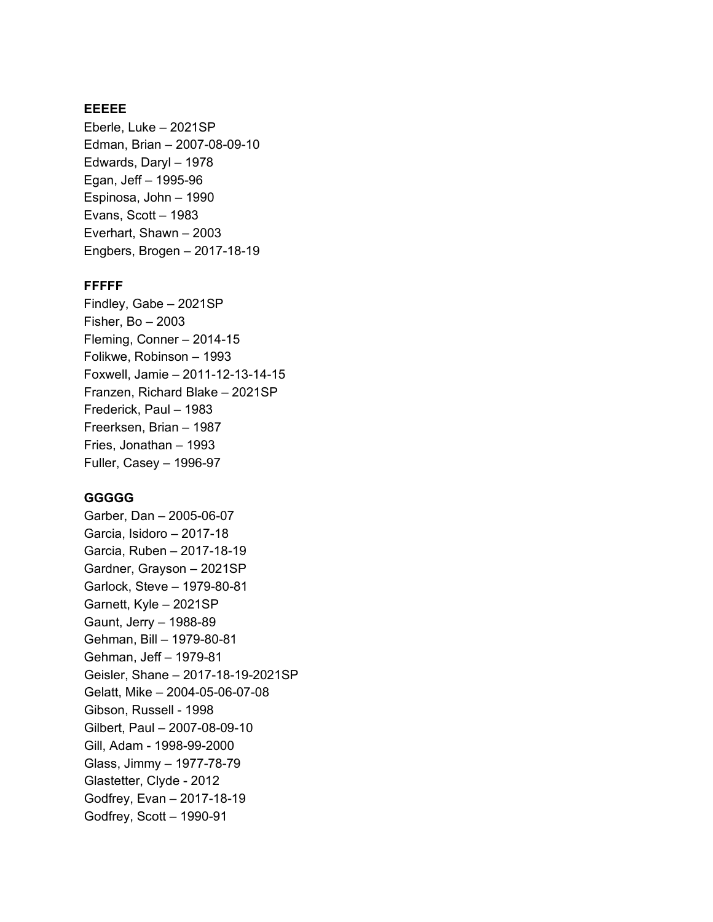**EEEEE**

Eberle, Luke – 2021SP
Edman, Brian – 2007-08-09-10
Edwards, Daryl – 1978
Egan, Jeff – 1995-96
Espinosa, John – 1990
Evans, Scott – 1983
Everhart, Shawn – 2003
Engbers, Brogen – 2017-18-19

**FFFFF**

Findley, Gabe – 2021SP
Fisher, Bo – 2003
Fleming, Conner – 2014-15
Folikwe, Robinson – 1993
Foxwell, Jamie – 2011-12-13-14-15
Franzen, Richard Blake – 2021SP
Frederick, Paul – 1983
Freerksen, Brian – 1987
Fries, Jonathan – 1993
Fuller, Casey – 1996-97

**GGGGG**

Garber, Dan – 2005-06-07
Garcia, Isidoro – 2017-18
Garcia, Ruben – 2017-18-19
Gardner, Grayson – 2021SP
Garlock, Steve – 1979-80-81
Garnett, Kyle – 2021SP
Gaunt, Jerry – 1988-89
Gehman, Bill – 1979-80-81
Gehman, Jeff – 1979-81
Geisler, Shane – 2017-18-19-2021SP
Gelatt, Mike – 2004-05-06-07-08
Gibson, Russell - 1998
Gilbert, Paul – 2007-08-09-10
Gill, Adam - 1998-99-2000
Glass, Jimmy – 1977-78-79
Glastetter, Clyde - 2012
Godfrey, Evan – 2017-18-19
Godfrey, Scott – 1990-91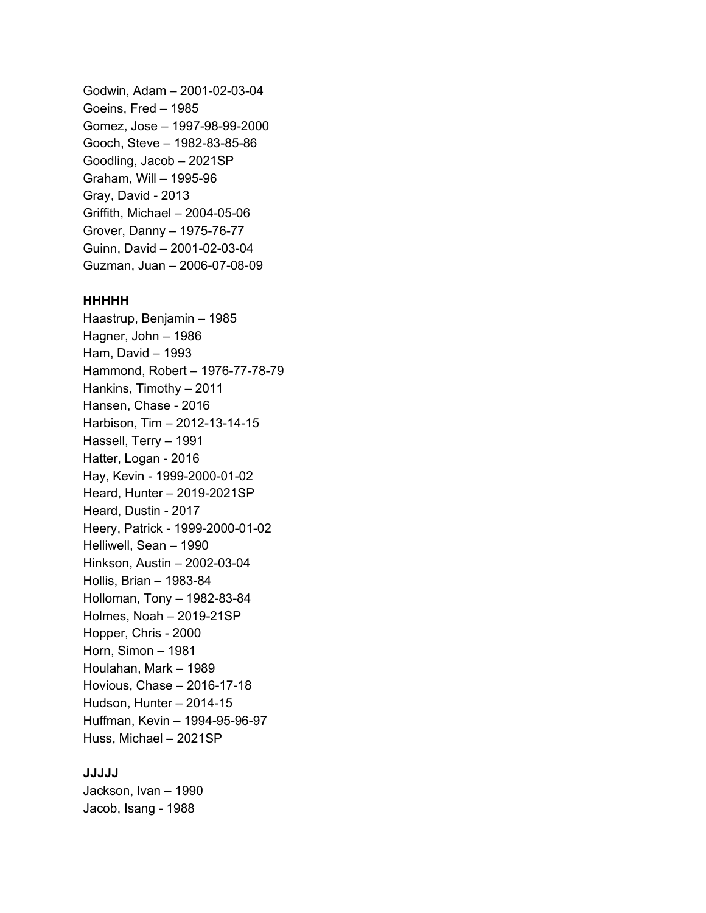Godwin, Adam – 2001-02-03-04
Goeins, Fred – 1985
Gomez, Jose – 1997-98-99-2000
Gooch, Steve – 1982-83-85-86
Goodling, Jacob – 2021SP
Graham, Will – 1995-96
Gray, David - 2013
Griffith, Michael – 2004-05-06
Grover, Danny – 1975-76-77
Guinn, David – 2001-02-03-04
Guzman, Juan – 2006-07-08-09

**HHHHH**

Haastrup, Benjamin – 1985
Hagner, John – 1986
Ham, David – 1993
Hammond, Robert – 1976-77-78-79
Hankins, Timothy – 2011
Hansen, Chase - 2016
Harbison, Tim – 2012-13-14-15
Hassell, Terry – 1991
Hatter, Logan - 2016
Hay, Kevin - 1999-2000-01-02
Heard, Hunter – 2019-2021SP
Heard, Dustin - 2017
Heery, Patrick - 1999-2000-01-02
Helliwell, Sean – 1990
Hinkson, Austin – 2002-03-04
Hollis, Brian – 1983-84
Holloman, Tony – 1982-83-84
Holmes, Noah – 2019-21SP
Hopper, Chris - 2000
Horn, Simon – 1981
Houlahan, Mark – 1989
Hovious, Chase – 2016-17-18
Hudson, Hunter – 2014-15
Huffman, Kevin – 1994-95-96-97
Huss, Michael – 2021SP

**JJJJJ**

Jackson, Ivan – 1990
Jacob, Isang - 1988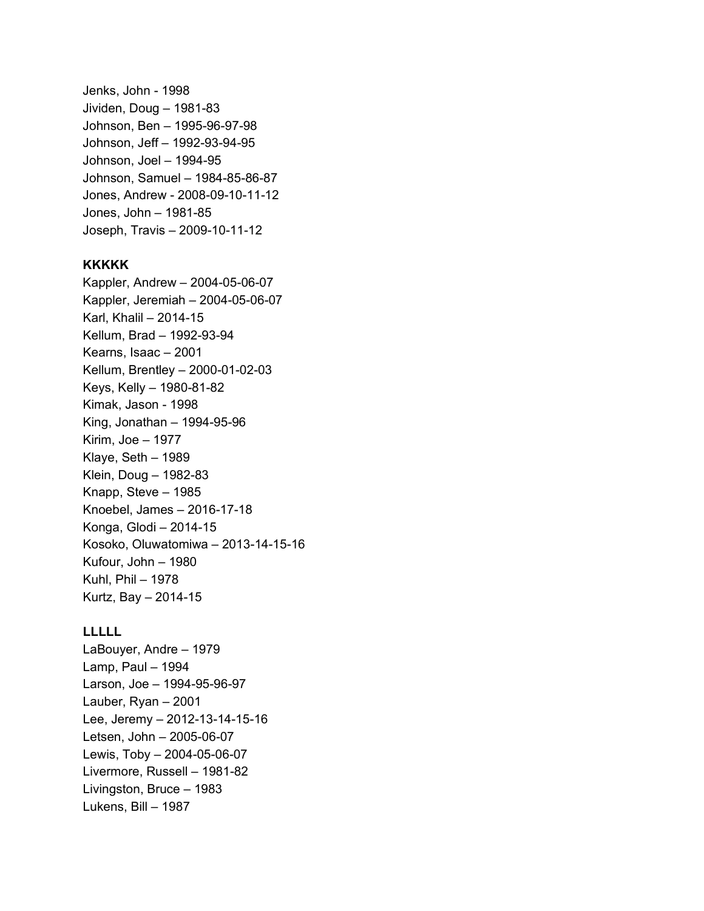Jenks, John - 1998
Jividen, Doug – 1981-83
Johnson, Ben – 1995-96-97-98
Johnson, Jeff – 1992-93-94-95
Johnson, Joel – 1994-95
Johnson, Samuel – 1984-85-86-87
Jones, Andrew - 2008-09-10-11-12
Jones, John – 1981-85
Joseph, Travis – 2009-10-11-12

**KKKKK**
Kappler, Andrew – 2004-05-06-07
Kappler, Jeremiah – 2004-05-06-07
Karl, Khalil – 2014-15
Kellum, Brad – 1992-93-94
Kearns, Isaac – 2001
Kellum, Brentley – 2000-01-02-03
Keys, Kelly – 1980-81-82
Kimak, Jason - 1998
King, Jonathan – 1994-95-96
Kirim, Joe – 1977
Klaye, Seth – 1989
Klein, Doug – 1982-83
Knapp, Steve – 1985
Knoebel, James – 2016-17-18
Konga, Glodi – 2014-15
Kosoko, Oluwatomiwa – 2013-14-15-16
Kufour, John – 1980
Kuhl, Phil – 1978
Kurtz, Bay – 2014-15

**LLLLL**
LaBouyer, Andre – 1979
Lamp, Paul – 1994
Larson, Joe – 1994-95-96-97
Lauber, Ryan – 2001
Lee, Jeremy – 2012-13-14-15-16
Letsen, John – 2005-06-07
Lewis, Toby – 2004-05-06-07
Livermore, Russell – 1981-82
Livingston, Bruce – 1983
Lukens, Bill – 1987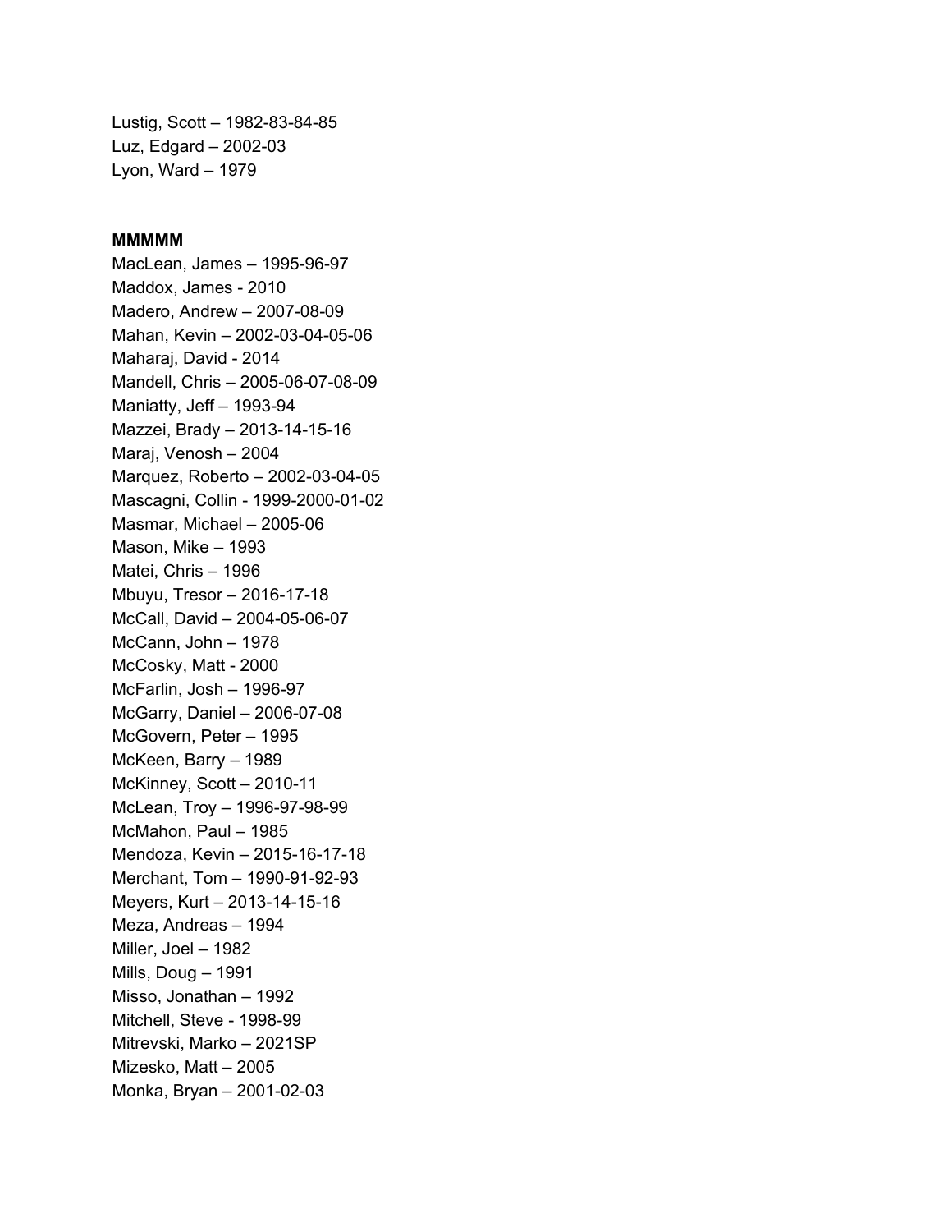Lustig, Scott – 1982-83-84-85
Luz, Edgard – 2002-03
Lyon, Ward – 1979

**MMMMM**

MacLean, James – 1995-96-97
Maddox, James - 2010
Madero, Andrew – 2007-08-09
Mahan, Kevin – 2002-03-04-05-06
Maharaj, David - 2014
Mandell, Chris – 2005-06-07-08-09
Maniatty, Jeff – 1993-94
Mazzei, Brady – 2013-14-15-16
Maraj, Venosh – 2004
Marquez, Roberto – 2002-03-04-05
Mascagni, Collin - 1999-2000-01-02
Masmar, Michael – 2005-06
Mason, Mike – 1993
Matei, Chris – 1996
Mbuyu, Tresor – 2016-17-18
McCall, David – 2004-05-06-07
McCann, John – 1978
McCosky, Matt - 2000
McFarlin, Josh – 1996-97
McGarry, Daniel – 2006-07-08
McGovern, Peter – 1995
McKeen, Barry – 1989
McKinney, Scott – 2010-11
McLean, Troy – 1996-97-98-99
McMahon, Paul – 1985
Mendoza, Kevin – 2015-16-17-18
Merchant, Tom – 1990-91-92-93
Meyers, Kurt – 2013-14-15-16
Meza, Andreas – 1994
Miller, Joel – 1982
Mills, Doug – 1991
Misso, Jonathan – 1992
Mitchell, Steve - 1998-99
Mitrevski, Marko – 2021SP
Mizesko, Matt – 2005
Monka, Bryan – 2001-02-03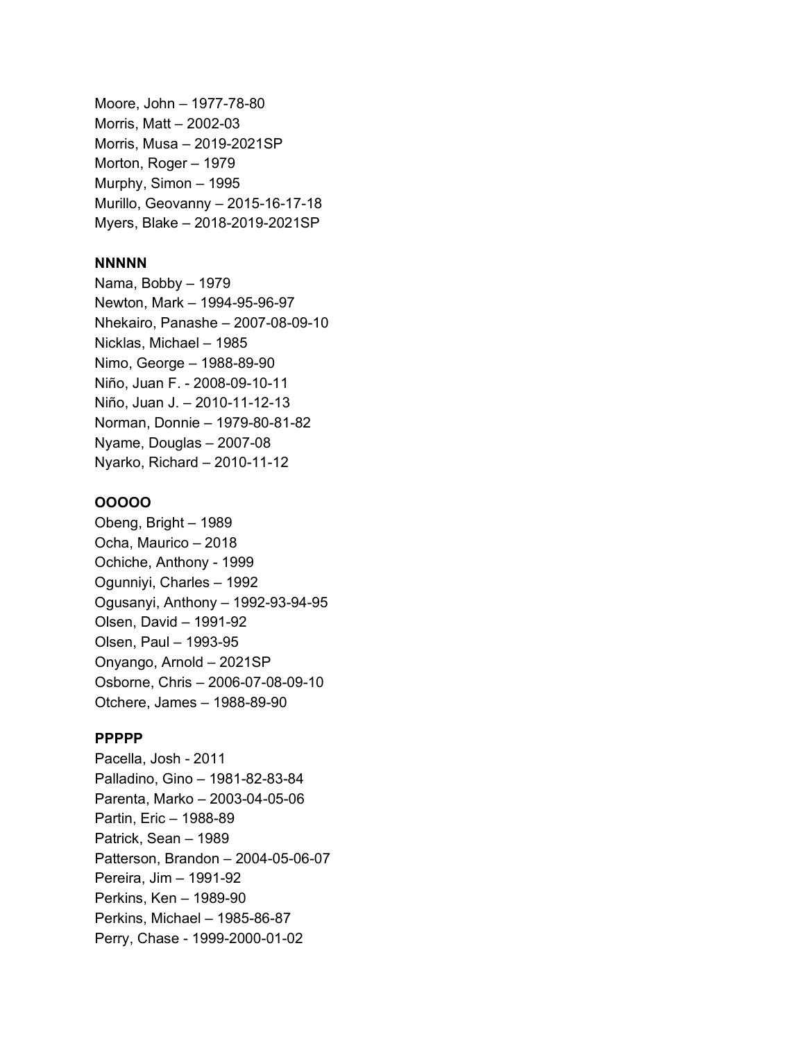Moore, John – 1977-78-80
Morris, Matt – 2002-03
Morris, Musa – 2019-2021SP
Morton, Roger – 1979
Murphy, Simon – 1995
Murillo, Geovanny – 2015-16-17-18
Myers, Blake – 2018-2019-2021SP

**NNNNN**

Nama, Bobby – 1979
Newton, Mark – 1994-95-96-97
Nhekairo, Panashe – 2007-08-09-10
Nicklas, Michael – 1985
Nimo, George – 1988-89-90
Niño, Juan F. - 2008-09-10-11
Niño, Juan J. – 2010-11-12-13
Norman, Donnie – 1979-80-81-82
Nyame, Douglas – 2007-08
Nyarko, Richard – 2010-11-12

**OOOOO**

Obeng, Bright – 1989
Ocha, Maurico – 2018
Ochiche, Anthony - 1999
Ogunniyi, Charles – 1992
Ogusanyi, Anthony – 1992-93-94-95
Olsen, David – 1991-92
Olsen, Paul – 1993-95
Onyango, Arnold – 2021SP
Osborne, Chris – 2006-07-08-09-10
Otchere, James – 1988-89-90

**PPPPP**

Pacella, Josh - 2011
Palladino, Gino – 1981-82-83-84
Parenta, Marko – 2003-04-05-06
Partin, Eric – 1988-89
Patrick, Sean – 1989
Patterson, Brandon – 2004-05-06-07
Pereira, Jim – 1991-92
Perkins, Ken – 1989-90
Perkins, Michael – 1985-86-87
Perry, Chase - 1999-2000-01-02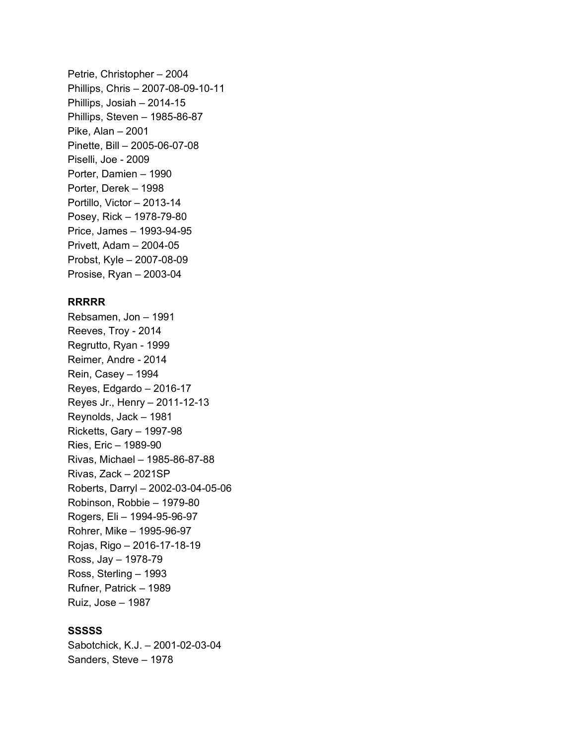Petrie, Christopher – 2004
Phillips, Chris – 2007-08-09-10-11
Phillips, Josiah – 2014-15
Phillips, Steven – 1985-86-87
Pike, Alan – 2001
Pinette, Bill – 2005-06-07-08
Piselli, Joe - 2009
Porter, Damien – 1990
Porter, Derek – 1998
Portillo, Victor – 2013-14
Posey, Rick – 1978-79-80
Price, James – 1993-94-95
Privett, Adam – 2004-05
Probst, Kyle – 2007-08-09
Prosise, Ryan – 2003-04

**RRRRR**

Rebsamen, Jon – 1991
Reeves, Troy - 2014
Regrutto, Ryan - 1999
Reimer, Andre - 2014
Rein, Casey – 1994
Reyes, Edgardo – 2016-17
Reyes Jr., Henry – 2011-12-13
Reynolds, Jack – 1981
Ricketts, Gary – 1997-98
Ries, Eric – 1989-90
Rivas, Michael – 1985-86-87-88
Rivas, Zack – 2021SP
Roberts, Darryl – 2002-03-04-05-06
Robinson, Robbie – 1979-80
Rogers, Eli – 1994-95-96-97
Rohrer, Mike – 1995-96-97
Rojas, Rigo – 2016-17-18-19
Ross, Jay – 1978-79
Ross, Sterling – 1993
Rufner, Patrick – 1989
Ruiz, Jose – 1987

**SSSSS**

Sabotchick, K.J. – 2001-02-03-04
Sanders, Steve – 1978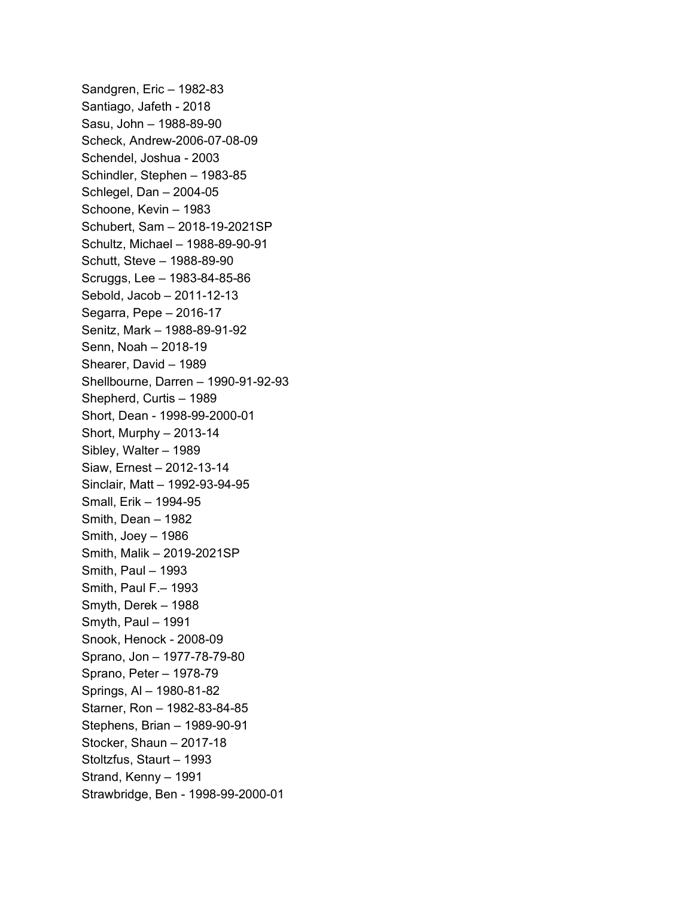Sandgren, Eric – 1982-83
Santiago, Jafeth - 2018
Sasu, John – 1988-89-90
Scheck, Andrew-2006-07-08-09
Schendel, Joshua - 2003
Schindler, Stephen – 1983-85
Schlegel, Dan – 2004-05
Schoone, Kevin – 1983
Schubert, Sam – 2018-19-2021SP
Schultz, Michael – 1988-89-90-91
Schutt, Steve – 1988-89-90
Scruggs, Lee – 1983-84-85-86
Sebold, Jacob – 2011-12-13
Segarra, Pepe – 2016-17
Senitz, Mark – 1988-89-91-92
Senn, Noah – 2018-19
Shearer, David – 1989
Shellbourne, Darren – 1990-91-92-93
Shepherd, Curtis – 1989
Short, Dean - 1998-99-2000-01
Short, Murphy – 2013-14
Sibley, Walter – 1989
Siaw, Ernest – 2012-13-14
Sinclair, Matt – 1992-93-94-95
Small, Erik – 1994-95
Smith, Dean – 1982
Smith, Joey – 1986
Smith, Malik – 2019-2021SP
Smith, Paul – 1993
Smith, Paul F.– 1993
Smyth, Derek – 1988
Smyth, Paul – 1991
Snook, Henock - 2008-09
Sprano, Jon – 1977-78-79-80
Sprano, Peter – 1978-79
Springs, Al – 1980-81-82
Starner, Ron – 1982-83-84-85
Stephens, Brian – 1989-90-91
Stocker, Shaun – 2017-18
Stoltzfus, Staurt – 1993
Strand, Kenny – 1991
Strawbridge, Ben - 1998-99-2000-01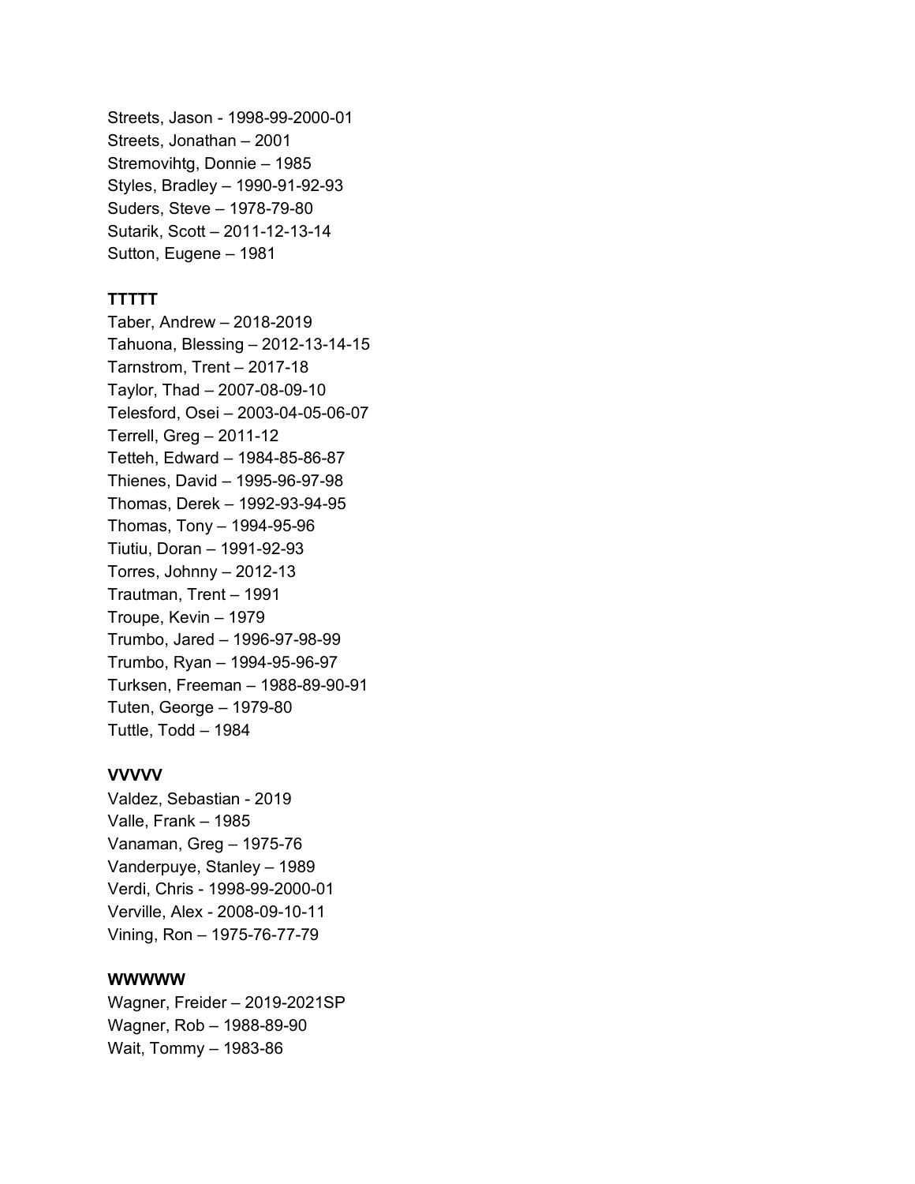Streets, Jason - 1998-99-2000-01
Streets, Jonathan – 2001
Stremovihtg, Donnie – 1985
Styles, Bradley – 1990-91-92-93
Suders, Steve – 1978-79-80
Sutarik, Scott – 2011-12-13-14
Sutton, Eugene – 1981

**TTTTT**

Taber, Andrew – 2018-2019
Tahuona, Blessing – 2012-13-14-15
Tarnstrom, Trent – 2017-18
Taylor, Thad – 2007-08-09-10
Telesford, Osei – 2003-04-05-06-07
Terrell, Greg – 2011-12
Tetteh, Edward – 1984-85-86-87
Thienes, David – 1995-96-97-98
Thomas, Derek – 1992-93-94-95
Thomas, Tony – 1994-95-96
Tiutiu, Doran – 1991-92-93
Torres, Johnny – 2012-13
Trautman, Trent – 1991
Troupe, Kevin – 1979
Trumbo, Jared – 1996-97-98-99
Trumbo, Ryan – 1994-95-96-97
Turksen, Freeman – 1988-89-90-91
Tuten, George – 1979-80
Tuttle, Todd – 1984

**VVVVV**

Valdez, Sebastian - 2019
Valle, Frank – 1985
Vanaman, Greg – 1975-76
Vanderpuye, Stanley – 1989
Verdi, Chris - 1998-99-2000-01
Verville, Alex - 2008-09-10-11
Vining, Ron – 1975-76-77-79

**WWWWW**

Wagner, Freider – 2019-2021SP
Wagner, Rob – 1988-89-90
Wait, Tommy – 1983-86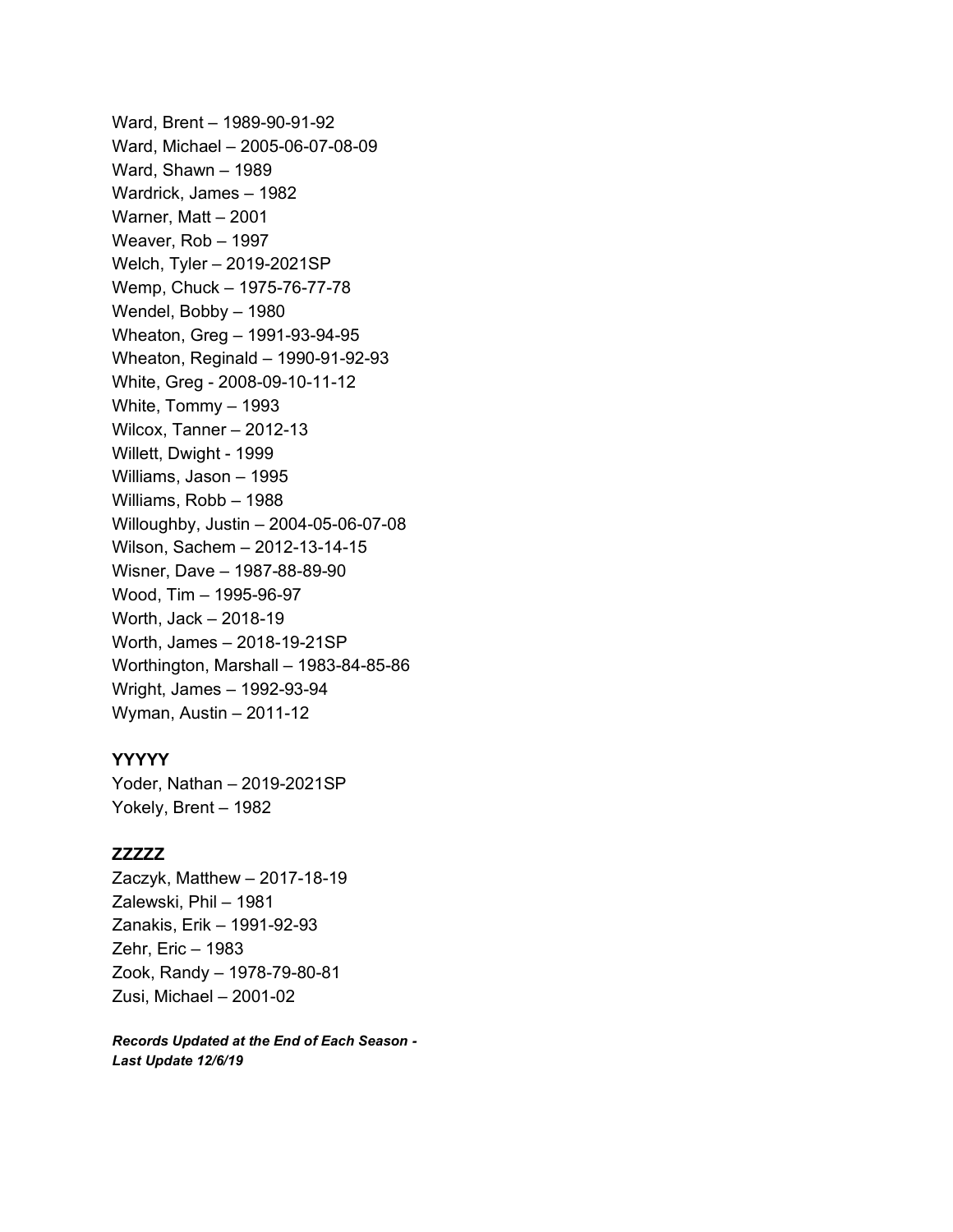Ward, Brent – 1989-90-91-92
Ward, Michael – 2005-06-07-08-09
Ward, Shawn – 1989
Wardrick, James – 1982
Warner, Matt – 2001
Weaver, Rob – 1997
Welch, Tyler – 2019-2021SP
Wemp, Chuck – 1975-76-77-78
Wendel, Bobby – 1980
Wheaton, Greg – 1991-93-94-95
Wheaton, Reginald – 1990-91-92-93
White, Greg - 2008-09-10-11-12
White, Tommy – 1993
Wilcox, Tanner – 2012-13
Willett, Dwight - 1999
Williams, Jason – 1995
Williams, Robb – 1988
Willoughby, Justin – 2004-05-06-07-08
Wilson, Sachem – 2012-13-14-15
Wisner, Dave – 1987-88-89-90
Wood, Tim – 1995-96-97
Worth, Jack – 2018-19
Worth, James – 2018-19-21SP
Worthington, Marshall – 1983-84-85-86
Wright, James – 1992-93-94
Wyman, Austin – 2011-12

**YYYYY**

Yoder, Nathan – 2019-2021SP
Yokely, Brent – 1982

**ZZZZZ**

Zaczyk, Matthew – 2017-18-19
Zalewski, Phil – 1981
Zanakis, Erik – 1991-92-93
Zehr, Eric – 1983
Zook, Randy – 1978-79-80-81
Zusi, Michael – 2001-02

***Records Updated at the End of Each Season - Last Update 12/6/19***